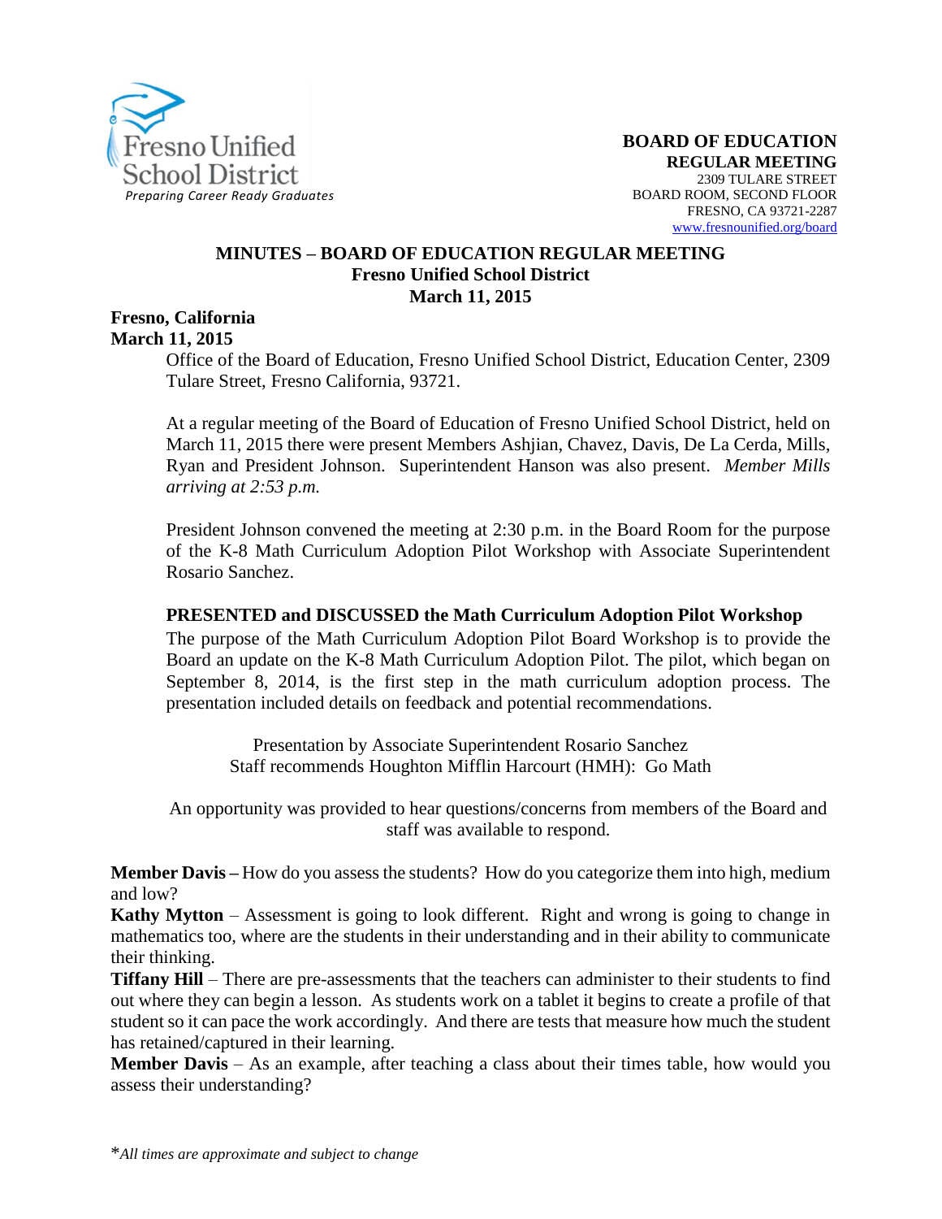Fresno Unified School District
*Preparing Career Ready Graduates*

**BOARD OF EDUCATION**
**REGULAR MEETING**
2309 TULARE STREET
BOARD ROOM, SECOND FLOOR
FRESNO, CA 93721-2287
www.fresnounified.org/board

# MINUTES – BOARD OF EDUCATION REGULAR MEETING
## Fresno Unified School District
## March 11, 2015

**Fresno, California**
**March 11, 2015**

Office of the Board of Education, Fresno Unified School District, Education Center, 2309 Tulare Street, Fresno California, 93721.

At a regular meeting of the Board of Education of Fresno Unified School District, held on March 11, 2015 there were present Members Ashjian, Chavez, Davis, De La Cerda, Mills, Ryan and President Johnson. Superintendent Hanson was also present. *Member Mills arriving at 2:53 p.m.*

President Johnson convened the meeting at 2:30 p.m. in the Board Room for the purpose of the K-8 Math Curriculum Adoption Pilot Workshop with Associate Superintendent Rosario Sanchez.

**PRESENTED and DISCUSSED the Math Curriculum Adoption Pilot Workshop**

The purpose of the Math Curriculum Adoption Pilot Board Workshop is to provide the Board an update on the K-8 Math Curriculum Adoption Pilot. The pilot, which began on September 8, 2014, is the first step in the math curriculum adoption process. The presentation included details on feedback and potential recommendations.

Presentation by Associate Superintendent Rosario Sanchez
Staff recommends Houghton Mifflin Harcourt (HMH): Go Math

An opportunity was provided to hear questions/concerns from members of the Board and staff was available to respond.

**Member Davis –** How do you assess the students? How do you categorize them into high, medium and low?

**Kathy Mytton** – Assessment is going to look different. Right and wrong is going to change in mathematics too, where are the students in their understanding and in their ability to communicate their thinking.

**Tiffany Hill** – There are pre-assessments that the teachers can administer to their students to find out where they can begin a lesson. As students work on a tablet it begins to create a profile of that student so it can pace the work accordingly. And there are tests that measure how much the student has retained/captured in their learning.

**Member Davis** – As an example, after teaching a class about their times table, how would you assess their understanding?

*All times are approximate and subject to change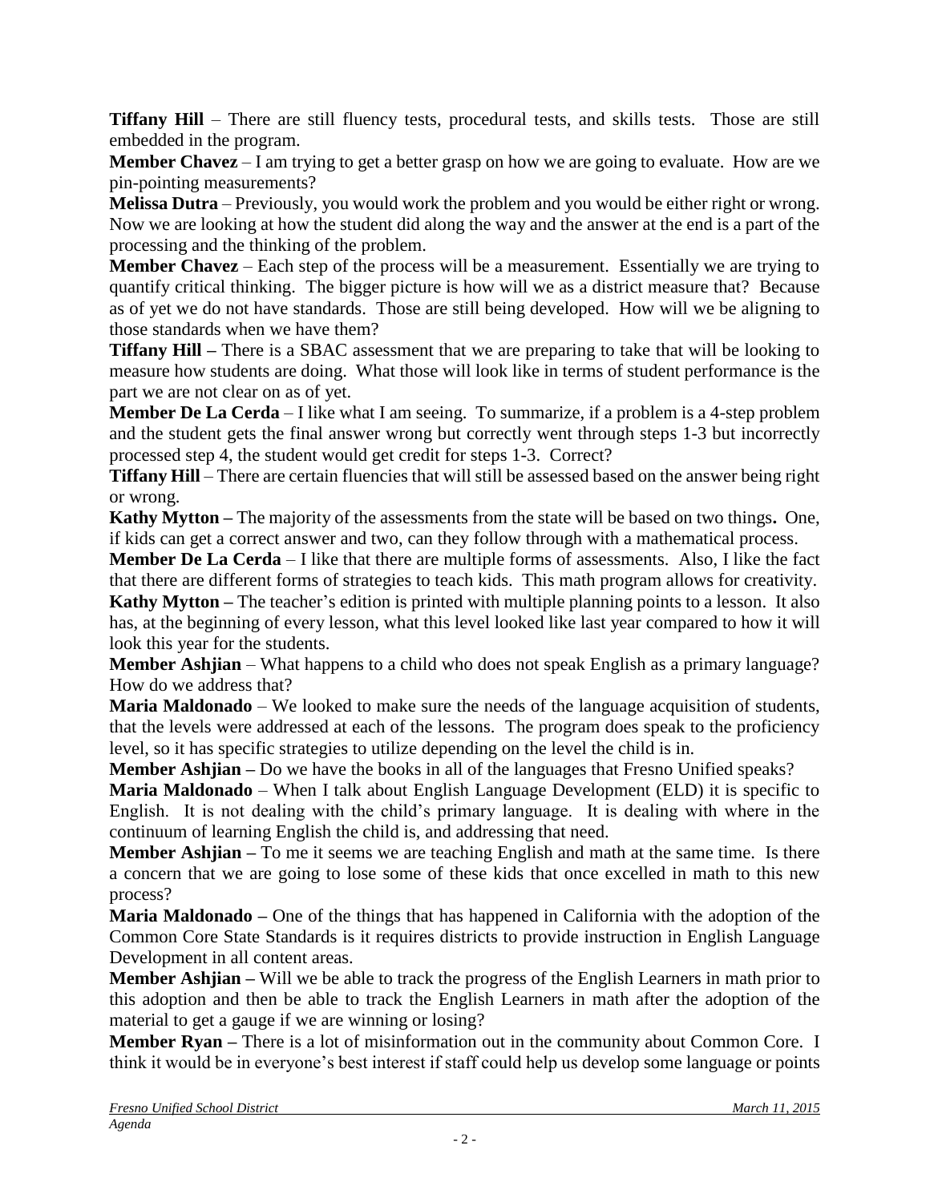**Tiffany Hill** – There are still fluency tests, procedural tests, and skills tests. Those are still embedded in the program.

**Member Chavez** – I am trying to get a better grasp on how we are going to evaluate. How are we pin-pointing measurements?

**Melissa Dutra** – Previously, you would work the problem and you would be either right or wrong. Now we are looking at how the student did along the way and the answer at the end is a part of the processing and the thinking of the problem.

**Member Chavez** – Each step of the process will be a measurement. Essentially we are trying to quantify critical thinking. The bigger picture is how will we as a district measure that? Because as of yet we do not have standards. Those are still being developed. How will we be aligning to those standards when we have them?

**Tiffany Hill –** There is a SBAC assessment that we are preparing to take that will be looking to measure how students are doing. What those will look like in terms of student performance is the part we are not clear on as of yet.

**Member De La Cerda** – I like what I am seeing. To summarize, if a problem is a 4-step problem and the student gets the final answer wrong but correctly went through steps 1-3 but incorrectly processed step 4, the student would get credit for steps 1-3. Correct?

**Tiffany Hill** – There are certain fluencies that will still be assessed based on the answer being right or wrong.

**Kathy Mytton –** The majority of the assessments from the state will be based on two things**.** One, if kids can get a correct answer and two, can they follow through with a mathematical process.

**Member De La Cerda** – I like that there are multiple forms of assessments. Also, I like the fact that there are different forms of strategies to teach kids. This math program allows for creativity.

**Kathy Mytton –** The teacher's edition is printed with multiple planning points to a lesson. It also has, at the beginning of every lesson, what this level looked like last year compared to how it will look this year for the students.

**Member Ashjian** – What happens to a child who does not speak English as a primary language? How do we address that?

**Maria Maldonado** – We looked to make sure the needs of the language acquisition of students, that the levels were addressed at each of the lessons. The program does speak to the proficiency level, so it has specific strategies to utilize depending on the level the child is in.

**Member Ashjian –** Do we have the books in all of the languages that Fresno Unified speaks?

**Maria Maldonado** – When I talk about English Language Development (ELD) it is specific to English. It is not dealing with the child's primary language. It is dealing with where in the continuum of learning English the child is, and addressing that need.

**Member Ashjian –** To me it seems we are teaching English and math at the same time. Is there a concern that we are going to lose some of these kids that once excelled in math to this new process?

**Maria Maldonado –** One of the things that has happened in California with the adoption of the Common Core State Standards is it requires districts to provide instruction in English Language Development in all content areas.

**Member Ashjian –** Will we be able to track the progress of the English Learners in math prior to this adoption and then be able to track the English Learners in math after the adoption of the material to get a gauge if we are winning or losing?

**Member Ryan –** There is a lot of misinformation out in the community about Common Core. I think it would be in everyone's best interest if staff could help us develop some language or points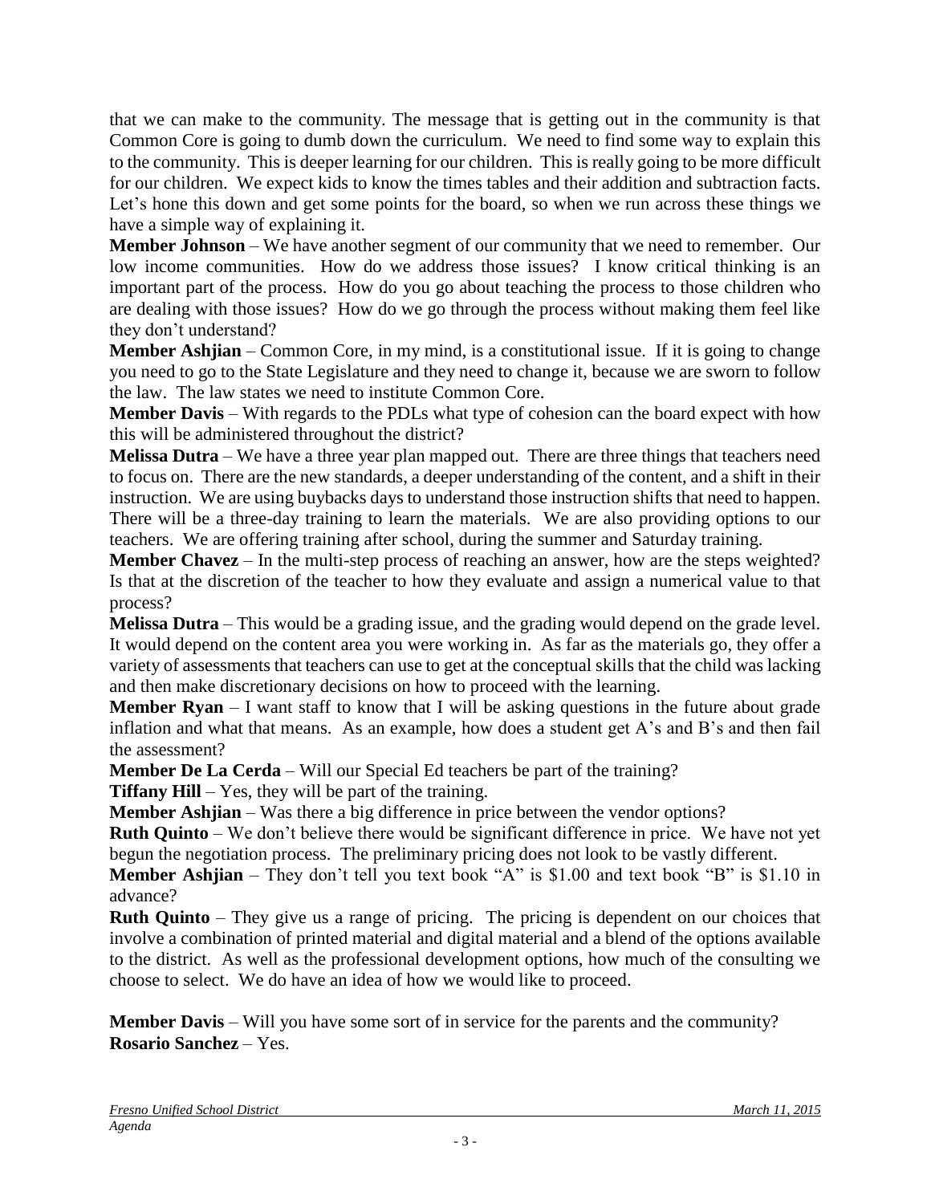that we can make to the community. The message that is getting out in the community is that Common Core is going to dumb down the curriculum. We need to find some way to explain this to the community. This is deeper learning for our children. This is really going to be more difficult for our children. We expect kids to know the times tables and their addition and subtraction facts. Let's hone this down and get some points for the board, so when we run across these things we have a simple way of explaining it.

**Member Johnson** – We have another segment of our community that we need to remember. Our low income communities. How do we address those issues? I know critical thinking is an important part of the process. How do you go about teaching the process to those children who are dealing with those issues? How do we go through the process without making them feel like they don't understand?

**Member Ashjian** – Common Core, in my mind, is a constitutional issue. If it is going to change you need to go to the State Legislature and they need to change it, because we are sworn to follow the law. The law states we need to institute Common Core.

**Member Davis** – With regards to the PDLs what type of cohesion can the board expect with how this will be administered throughout the district?

**Melissa Dutra** – We have a three year plan mapped out. There are three things that teachers need to focus on. There are the new standards, a deeper understanding of the content, and a shift in their instruction. We are using buybacks days to understand those instruction shifts that need to happen. There will be a three-day training to learn the materials. We are also providing options to our teachers. We are offering training after school, during the summer and Saturday training.

**Member Chavez** – In the multi-step process of reaching an answer, how are the steps weighted? Is that at the discretion of the teacher to how they evaluate and assign a numerical value to that process?

**Melissa Dutra** – This would be a grading issue, and the grading would depend on the grade level. It would depend on the content area you were working in. As far as the materials go, they offer a variety of assessments that teachers can use to get at the conceptual skills that the child was lacking and then make discretionary decisions on how to proceed with the learning.

**Member Ryan** – I want staff to know that I will be asking questions in the future about grade inflation and what that means. As an example, how does a student get A's and B's and then fail the assessment?

**Member De La Cerda** – Will our Special Ed teachers be part of the training?

**Tiffany Hill** – Yes, they will be part of the training.

**Member Ashjian** – Was there a big difference in price between the vendor options?

**Ruth Quinto** – We don't believe there would be significant difference in price. We have not yet begun the negotiation process. The preliminary pricing does not look to be vastly different.

**Member Ashjian** – They don't tell you text book "A" is $1.00 and text book "B" is $1.10 in advance?

**Ruth Quinto** – They give us a range of pricing. The pricing is dependent on our choices that involve a combination of printed material and digital material and a blend of the options available to the district. As well as the professional development options, how much of the consulting we choose to select. We do have an idea of how we would like to proceed.

**Member Davis** – Will you have some sort of in service for the parents and the community?

**Rosario Sanchez** – Yes.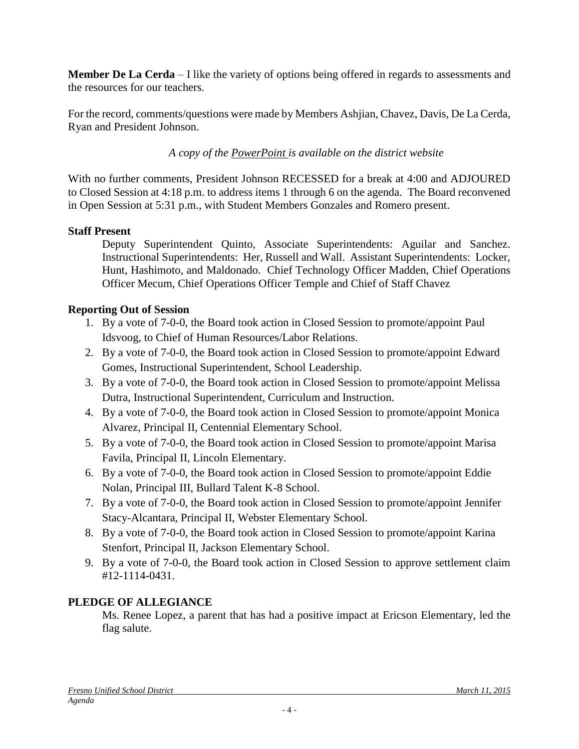**Member De La Cerda** – I like the variety of options being offered in regards to assessments and the resources for our teachers.

For the record, comments/questions were made by Members Ashjian, Chavez, Davis, De La Cerda, Ryan and President Johnson.

*A copy of the PowerPoint is available on the district website*

With no further comments, President Johnson RECESSED for a break at 4:00 and ADJOURED to Closed Session at 4:18 p.m. to address items 1 through 6 on the agenda. The Board reconvened in Open Session at 5:31 p.m., with Student Members Gonzales and Romero present.

**Staff Present**

Deputy Superintendent Quinto, Associate Superintendents: Aguilar and Sanchez. Instructional Superintendents: Her, Russell and Wall. Assistant Superintendents: Locker, Hunt, Hashimoto, and Maldonado. Chief Technology Officer Madden, Chief Operations Officer Mecum, Chief Operations Officer Temple and Chief of Staff Chavez

**Reporting Out of Session**

1. By a vote of 7-0-0, the Board took action in Closed Session to promote/appoint Paul Idsvoog, to Chief of Human Resources/Labor Relations.
2. By a vote of 7-0-0, the Board took action in Closed Session to promote/appoint Edward Gomes, Instructional Superintendent, School Leadership.
3. By a vote of 7-0-0, the Board took action in Closed Session to promote/appoint Melissa Dutra, Instructional Superintendent, Curriculum and Instruction.
4. By a vote of 7-0-0, the Board took action in Closed Session to promote/appoint Monica Alvarez, Principal II, Centennial Elementary School.
5. By a vote of 7-0-0, the Board took action in Closed Session to promote/appoint Marisa Favila, Principal II, Lincoln Elementary.
6. By a vote of 7-0-0, the Board took action in Closed Session to promote/appoint Eddie Nolan, Principal III, Bullard Talent K-8 School.
7. By a vote of 7-0-0, the Board took action in Closed Session to promote/appoint Jennifer Stacy-Alcantara, Principal II, Webster Elementary School.
8. By a vote of 7-0-0, the Board took action in Closed Session to promote/appoint Karina Stenfort, Principal II, Jackson Elementary School.
9. By a vote of 7-0-0, the Board took action in Closed Session to approve settlement claim #12-1114-0431.

**PLEDGE OF ALLEGIANCE**

Ms. Renee Lopez, a parent that has had a positive impact at Ericson Elementary, led the flag salute.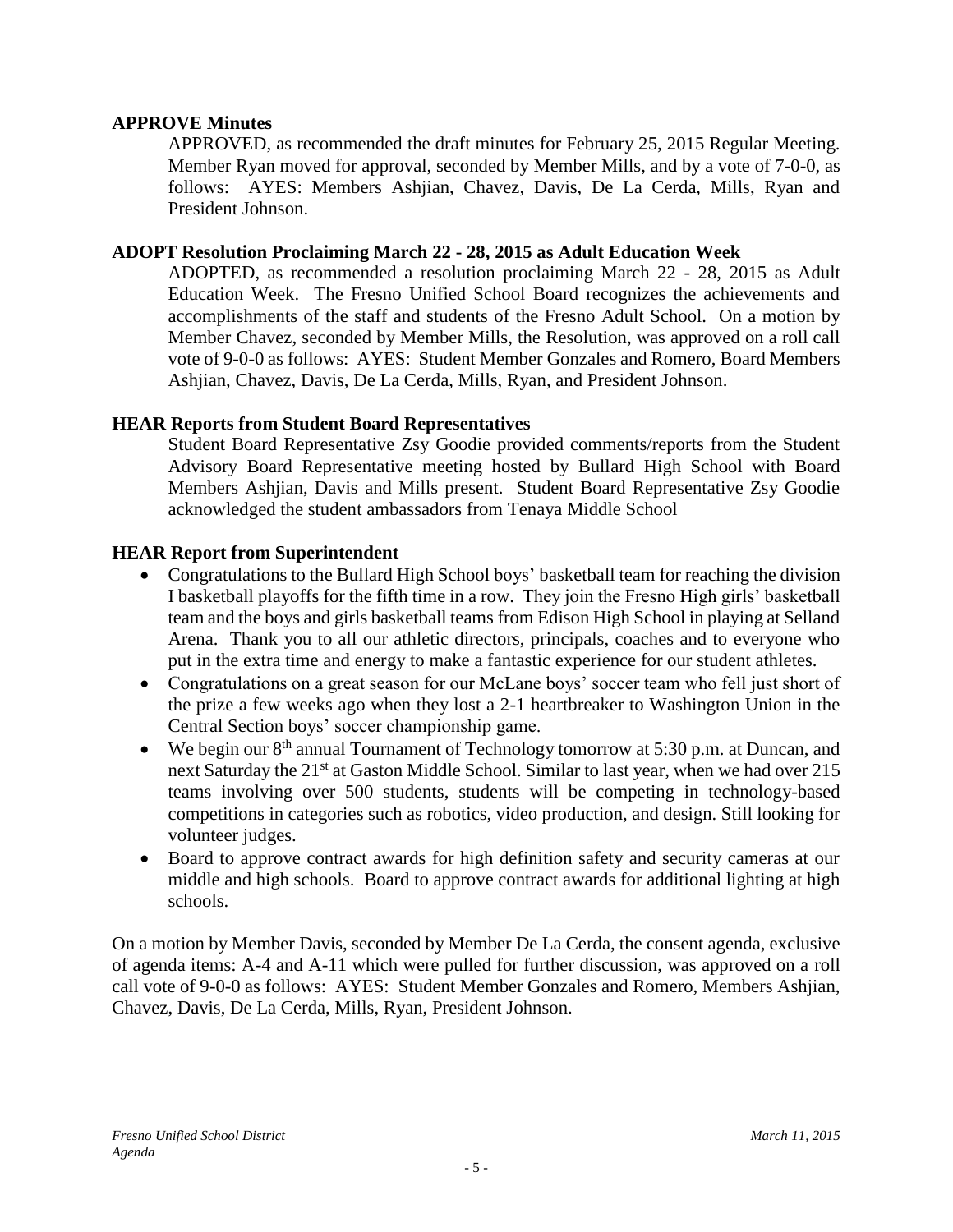**APPROVE Minutes**

APPROVED, as recommended the draft minutes for February 25, 2015 Regular Meeting. Member Ryan moved for approval, seconded by Member Mills, and by a vote of 7-0-0, as follows: AYES: Members Ashjian, Chavez, Davis, De La Cerda, Mills, Ryan and President Johnson.

**ADOPT Resolution Proclaiming March 22 - 28, 2015 as Adult Education Week**

ADOPTED, as recommended a resolution proclaiming March 22 - 28, 2015 as Adult Education Week. The Fresno Unified School Board recognizes the achievements and accomplishments of the staff and students of the Fresno Adult School. On a motion by Member Chavez, seconded by Member Mills, the Resolution, was approved on a roll call vote of 9-0-0 as follows: AYES: Student Member Gonzales and Romero, Board Members Ashjian, Chavez, Davis, De La Cerda, Mills, Ryan, and President Johnson.

**HEAR Reports from Student Board Representatives**

Student Board Representative Zsy Goodie provided comments/reports from the Student Advisory Board Representative meeting hosted by Bullard High School with Board Members Ashjian, Davis and Mills present. Student Board Representative Zsy Goodie acknowledged the student ambassadors from Tenaya Middle School

**HEAR Report from Superintendent**

- Congratulations to the Bullard High School boys' basketball team for reaching the division I basketball playoffs for the fifth time in a row. They join the Fresno High girls' basketball team and the boys and girls basketball teams from Edison High School in playing at Selland Arena. Thank you to all our athletic directors, principals, coaches and to everyone who put in the extra time and energy to make a fantastic experience for our student athletes.
- Congratulations on a great season for our McLane boys' soccer team who fell just short of the prize a few weeks ago when they lost a 2-1 heartbreaker to Washington Union in the Central Section boys' soccer championship game.
- We begin our 8th annual Tournament of Technology tomorrow at 5:30 p.m. at Duncan, and next Saturday the 21st at Gaston Middle School. Similar to last year, when we had over 215 teams involving over 500 students, students will be competing in technology-based competitions in categories such as robotics, video production, and design. Still looking for volunteer judges.
- Board to approve contract awards for high definition safety and security cameras at our middle and high schools. Board to approve contract awards for additional lighting at high schools.

On a motion by Member Davis, seconded by Member De La Cerda, the consent agenda, exclusive of agenda items: A-4 and A-11 which were pulled for further discussion, was approved on a roll call vote of 9-0-0 as follows: AYES: Student Member Gonzales and Romero, Members Ashjian, Chavez, Davis, De La Cerda, Mills, Ryan, President Johnson.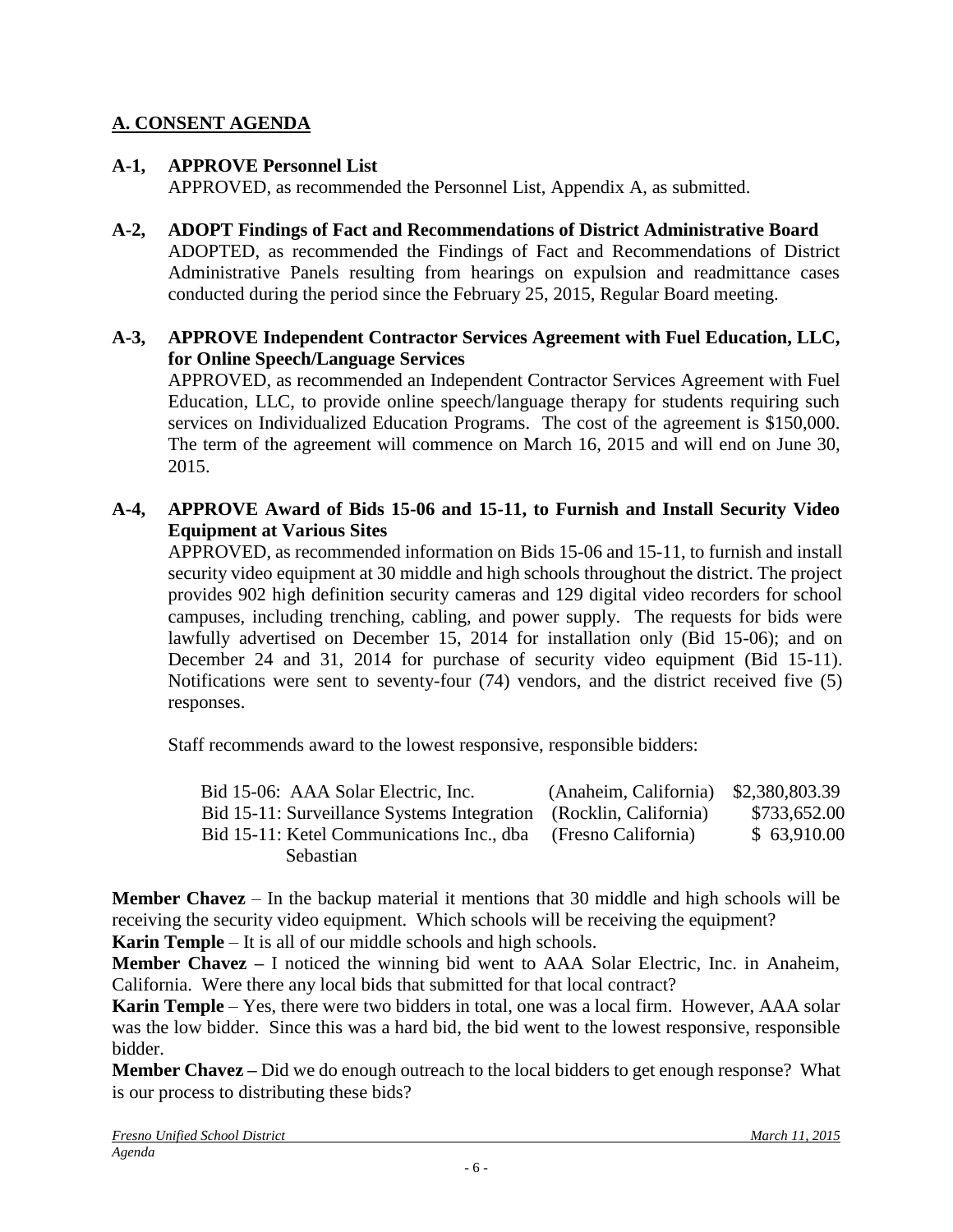## A. CONSENT AGENDA

**A-1, APPROVE Personnel List**
APPROVED, as recommended the Personnel List, Appendix A, as submitted.

**A-2, ADOPT Findings of Fact and Recommendations of District Administrative Board**
ADOPTED, as recommended the Findings of Fact and Recommendations of District Administrative Panels resulting from hearings on expulsion and readmittance cases conducted during the period since the February 25, 2015, Regular Board meeting.

**A-3, APPROVE Independent Contractor Services Agreement with Fuel Education, LLC, for Online Speech/Language Services**
APPROVED, as recommended an Independent Contractor Services Agreement with Fuel Education, LLC, to provide online speech/language therapy for students requiring such services on Individualized Education Programs. The cost of the agreement is $150,000. The term of the agreement will commence on March 16, 2015 and will end on June 30, 2015.

**A-4, APPROVE Award of Bids 15-06 and 15-11, to Furnish and Install Security Video Equipment at Various Sites**
APPROVED, as recommended information on Bids 15-06 and 15-11, to furnish and install security video equipment at 30 middle and high schools throughout the district. The project provides 902 high definition security cameras and 129 digital video recorders for school campuses, including trenching, cabling, and power supply. The requests for bids were lawfully advertised on December 15, 2014 for installation only (Bid 15-06); and on December 24 and 31, 2014 for purchase of security video equipment (Bid 15-11). Notifications were sent to seventy-four (74) vendors, and the district received five (5) responses.

Staff recommends award to the lowest responsive, responsible bidders:

| | | |
|---|---|---|
| Bid 15-06: AAA Solar Electric, Inc. | (Anaheim, California) | $2,380,803.39 |
| Bid 15-11: Surveillance Systems Integration | (Rocklin, California) | $733,652.00 |
| Bid 15-11: Ketel Communications Inc., dba Sebastian | (Fresno California) | $ 63,910.00 |

**Member Chavez** – In the backup material it mentions that 30 middle and high schools will be receiving the security video equipment. Which schools will be receiving the equipment?
**Karin Temple** – It is all of our middle schools and high schools.
**Member Chavez –** I noticed the winning bid went to AAA Solar Electric, Inc. in Anaheim, California. Were there any local bids that submitted for that local contract?
**Karin Temple** – Yes, there were two bidders in total, one was a local firm. However, AAA solar was the low bidder. Since this was a hard bid, the bid went to the lowest responsive, responsible bidder.
**Member Chavez –** Did we do enough outreach to the local bidders to get enough response? What is our process to distributing these bids?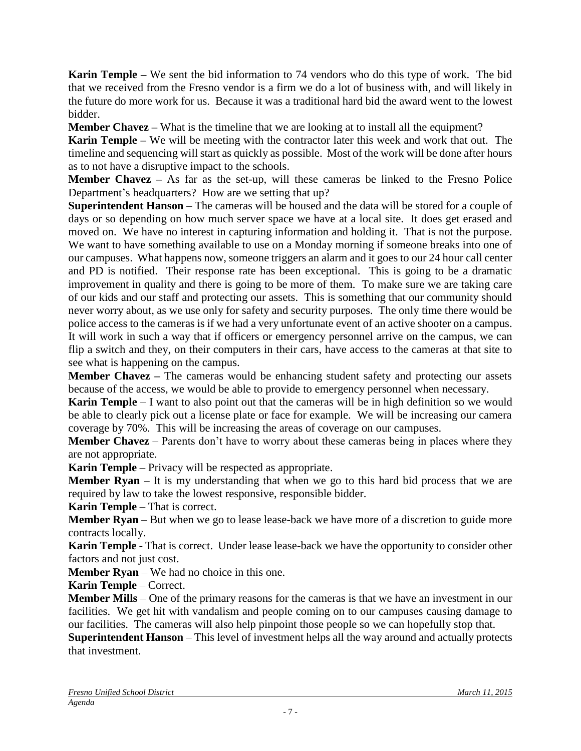**Karin Temple –** We sent the bid information to 74 vendors who do this type of work. The bid that we received from the Fresno vendor is a firm we do a lot of business with, and will likely in the future do more work for us. Because it was a traditional hard bid the award went to the lowest bidder.

**Member Chavez –** What is the timeline that we are looking at to install all the equipment?

**Karin Temple –** We will be meeting with the contractor later this week and work that out. The timeline and sequencing will start as quickly as possible. Most of the work will be done after hours as to not have a disruptive impact to the schools.

**Member Chavez –** As far as the set-up, will these cameras be linked to the Fresno Police Department's headquarters? How are we setting that up?

**Superintendent Hanson** – The cameras will be housed and the data will be stored for a couple of days or so depending on how much server space we have at a local site. It does get erased and moved on. We have no interest in capturing information and holding it. That is not the purpose. We want to have something available to use on a Monday morning if someone breaks into one of our campuses. What happens now, someone triggers an alarm and it goes to our 24 hour call center and PD is notified. Their response rate has been exceptional. This is going to be a dramatic improvement in quality and there is going to be more of them. To make sure we are taking care of our kids and our staff and protecting our assets. This is something that our community should never worry about, as we use only for safety and security purposes. The only time there would be police access to the cameras is if we had a very unfortunate event of an active shooter on a campus. It will work in such a way that if officers or emergency personnel arrive on the campus, we can flip a switch and they, on their computers in their cars, have access to the cameras at that site to see what is happening on the campus.

**Member Chavez –** The cameras would be enhancing student safety and protecting our assets because of the access, we would be able to provide to emergency personnel when necessary.

**Karin Temple** – I want to also point out that the cameras will be in high definition so we would be able to clearly pick out a license plate or face for example. We will be increasing our camera coverage by 70%. This will be increasing the areas of coverage on our campuses.

**Member Chavez** – Parents don't have to worry about these cameras being in places where they are not appropriate.

**Karin Temple** – Privacy will be respected as appropriate.

**Member Ryan** – It is my understanding that when we go to this hard bid process that we are required by law to take the lowest responsive, responsible bidder.

**Karin Temple** – That is correct.

**Member Ryan** – But when we go to lease lease-back we have more of a discretion to guide more contracts locally.

**Karin Temple** - That is correct. Under lease lease-back we have the opportunity to consider other factors and not just cost.

**Member Ryan** – We had no choice in this one.

**Karin Temple** – Correct.

**Member Mills** – One of the primary reasons for the cameras is that we have an investment in our facilities. We get hit with vandalism and people coming on to our campuses causing damage to our facilities. The cameras will also help pinpoint those people so we can hopefully stop that.

**Superintendent Hanson** – This level of investment helps all the way around and actually protects that investment.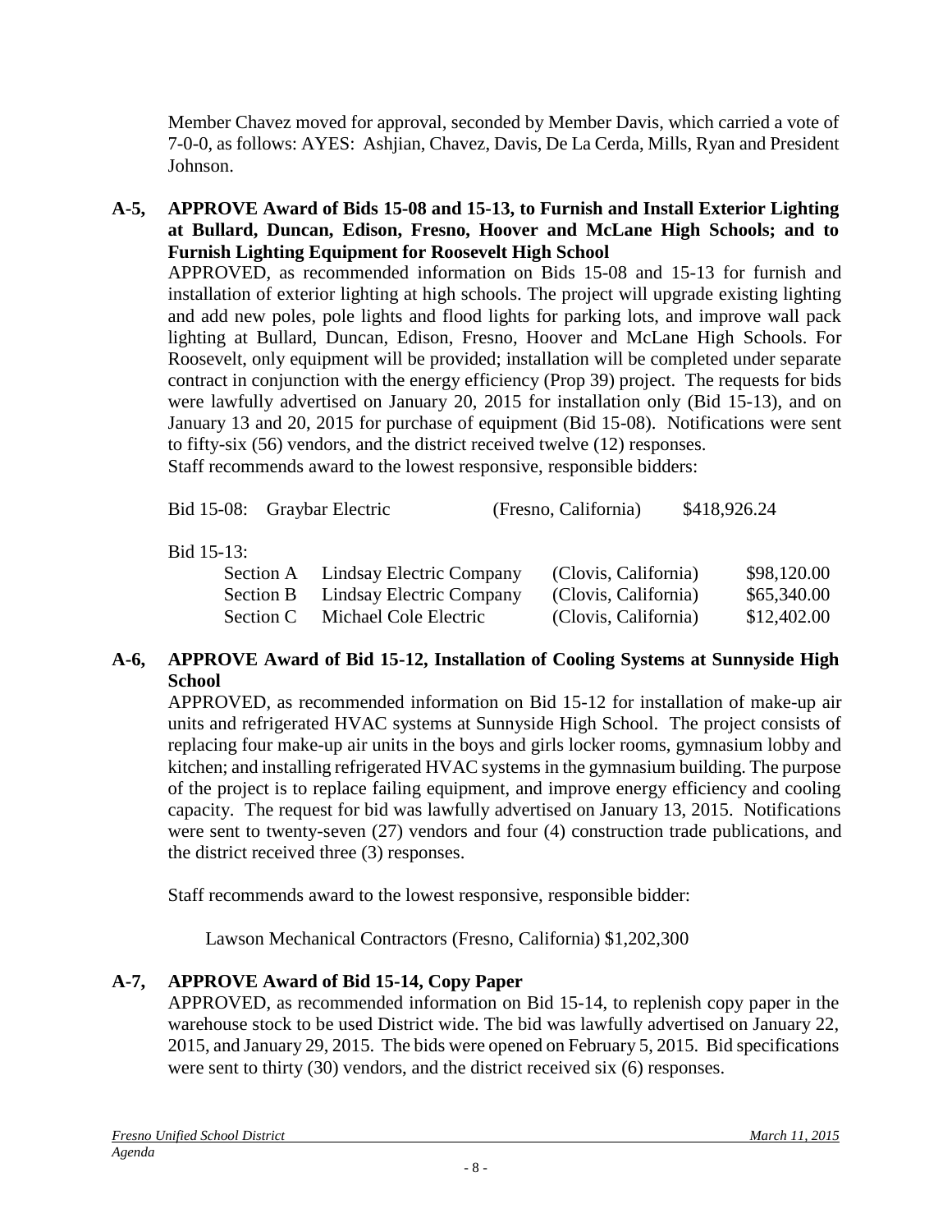Member Chavez moved for approval, seconded by Member Davis, which carried a vote of 7-0-0, as follows: AYES: Ashjian, Chavez, Davis, De La Cerda, Mills, Ryan and President Johnson.

**A-5, APPROVE Award of Bids 15-08 and 15-13, to Furnish and Install Exterior Lighting at Bullard, Duncan, Edison, Fresno, Hoover and McLane High Schools; and to Furnish Lighting Equipment for Roosevelt High School**

APPROVED, as recommended information on Bids 15-08 and 15-13 for furnish and installation of exterior lighting at high schools. The project will upgrade existing lighting and add new poles, pole lights and flood lights for parking lots, and improve wall pack lighting at Bullard, Duncan, Edison, Fresno, Hoover and McLane High Schools. For Roosevelt, only equipment will be provided; installation will be completed under separate contract in conjunction with the energy efficiency (Prop 39) project. The requests for bids were lawfully advertised on January 20, 2015 for installation only (Bid 15-13), and on January 13 and 20, 2015 for purchase of equipment (Bid 15-08). Notifications were sent to fifty-six (56) vendors, and the district received twelve (12) responses.

Staff recommends award to the lowest responsive, responsible bidders:

| | | | |
|---|---|---|---|
| Bid 15-08: | Graybar Electric | (Fresno, California) | $418,926.24 |
| Bid 15-13: | | | |
| Section A | Lindsay Electric Company | (Clovis, California) | $98,120.00 |
| Section B | Lindsay Electric Company | (Clovis, California) | $65,340.00 |
| Section C | Michael Cole Electric | (Clovis, California) | $12,402.00 |

**A-6, APPROVE Award of Bid 15-12, Installation of Cooling Systems at Sunnyside High School**

APPROVED, as recommended information on Bid 15-12 for installation of make-up air units and refrigerated HVAC systems at Sunnyside High School. The project consists of replacing four make-up air units in the boys and girls locker rooms, gymnasium lobby and kitchen; and installing refrigerated HVAC systems in the gymnasium building. The purpose of the project is to replace failing equipment, and improve energy efficiency and cooling capacity. The request for bid was lawfully advertised on January 13, 2015. Notifications were sent to twenty-seven (27) vendors and four (4) construction trade publications, and the district received three (3) responses.

Staff recommends award to the lowest responsive, responsible bidder:

Lawson Mechanical Contractors (Fresno, California) $1,202,300

**A-7, APPROVE Award of Bid 15-14, Copy Paper**

APPROVED, as recommended information on Bid 15-14, to replenish copy paper in the warehouse stock to be used District wide. The bid was lawfully advertised on January 22, 2015, and January 29, 2015. The bids were opened on February 5, 2015. Bid specifications were sent to thirty (30) vendors, and the district received six (6) responses.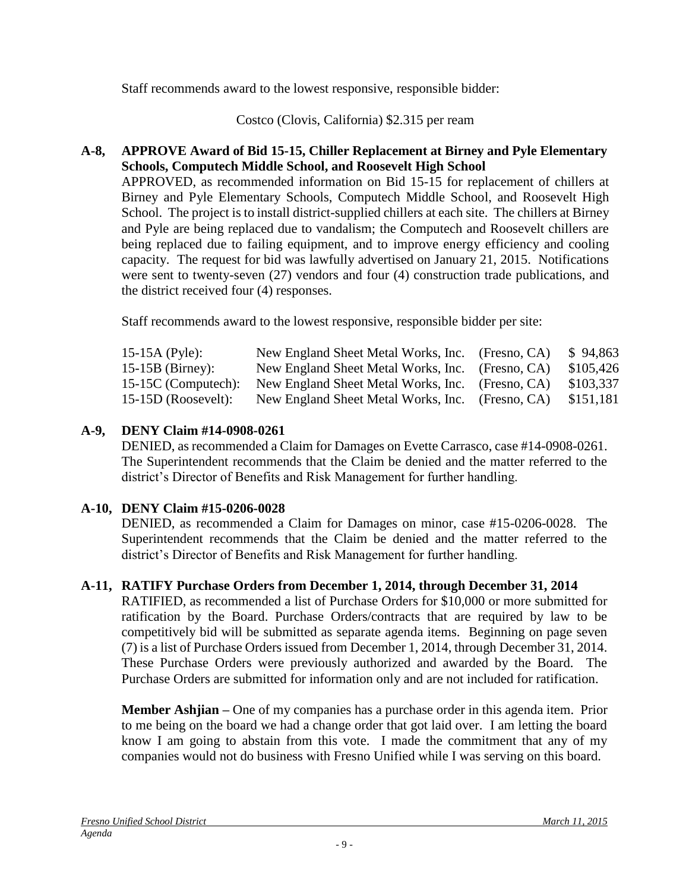Staff recommends award to the lowest responsive, responsible bidder:

Costco (Clovis, California) $2.315 per ream

**A-8, APPROVE Award of Bid 15-15, Chiller Replacement at Birney and Pyle Elementary Schools, Computech Middle School, and Roosevelt High School**

APPROVED, as recommended information on Bid 15-15 for replacement of chillers at Birney and Pyle Elementary Schools, Computech Middle School, and Roosevelt High School. The project is to install district-supplied chillers at each site. The chillers at Birney and Pyle are being replaced due to vandalism; the Computech and Roosevelt chillers are being replaced due to failing equipment, and to improve energy efficiency and cooling capacity. The request for bid was lawfully advertised on January 21, 2015. Notifications were sent to twenty-seven (27) vendors and four (4) construction trade publications, and the district received four (4) responses.

Staff recommends award to the lowest responsive, responsible bidder per site:

| | | | |
|---|---|---|---|
| 15-15A (Pyle): | New England Sheet Metal Works, Inc. | (Fresno, CA) | $ 94,863 |
| 15-15B (Birney): | New England Sheet Metal Works, Inc. | (Fresno, CA) | $105,426 |
| 15-15C (Computech): | New England Sheet Metal Works, Inc. | (Fresno, CA) | $103,337 |
| 15-15D (Roosevelt): | New England Sheet Metal Works, Inc. | (Fresno, CA) | $151,181 |

**A-9, DENY Claim #14-0908-0261**

DENIED, as recommended a Claim for Damages on Evette Carrasco, case #14-0908-0261. The Superintendent recommends that the Claim be denied and the matter referred to the district's Director of Benefits and Risk Management for further handling.

**A-10, DENY Claim #15-0206-0028**

DENIED, as recommended a Claim for Damages on minor, case #15-0206-0028. The Superintendent recommends that the Claim be denied and the matter referred to the district's Director of Benefits and Risk Management for further handling.

**A-11, RATIFY Purchase Orders from December 1, 2014, through December 31, 2014**

RATIFIED, as recommended a list of Purchase Orders for $10,000 or more submitted for ratification by the Board. Purchase Orders/contracts that are required by law to be competitively bid will be submitted as separate agenda items. Beginning on page seven (7) is a list of Purchase Orders issued from December 1, 2014, through December 31, 2014. These Purchase Orders were previously authorized and awarded by the Board. The Purchase Orders are submitted for information only and are not included for ratification.

**Member Ashjian –** One of my companies has a purchase order in this agenda item. Prior to me being on the board we had a change order that got laid over. I am letting the board know I am going to abstain from this vote. I made the commitment that any of my companies would not do business with Fresno Unified while I was serving on this board.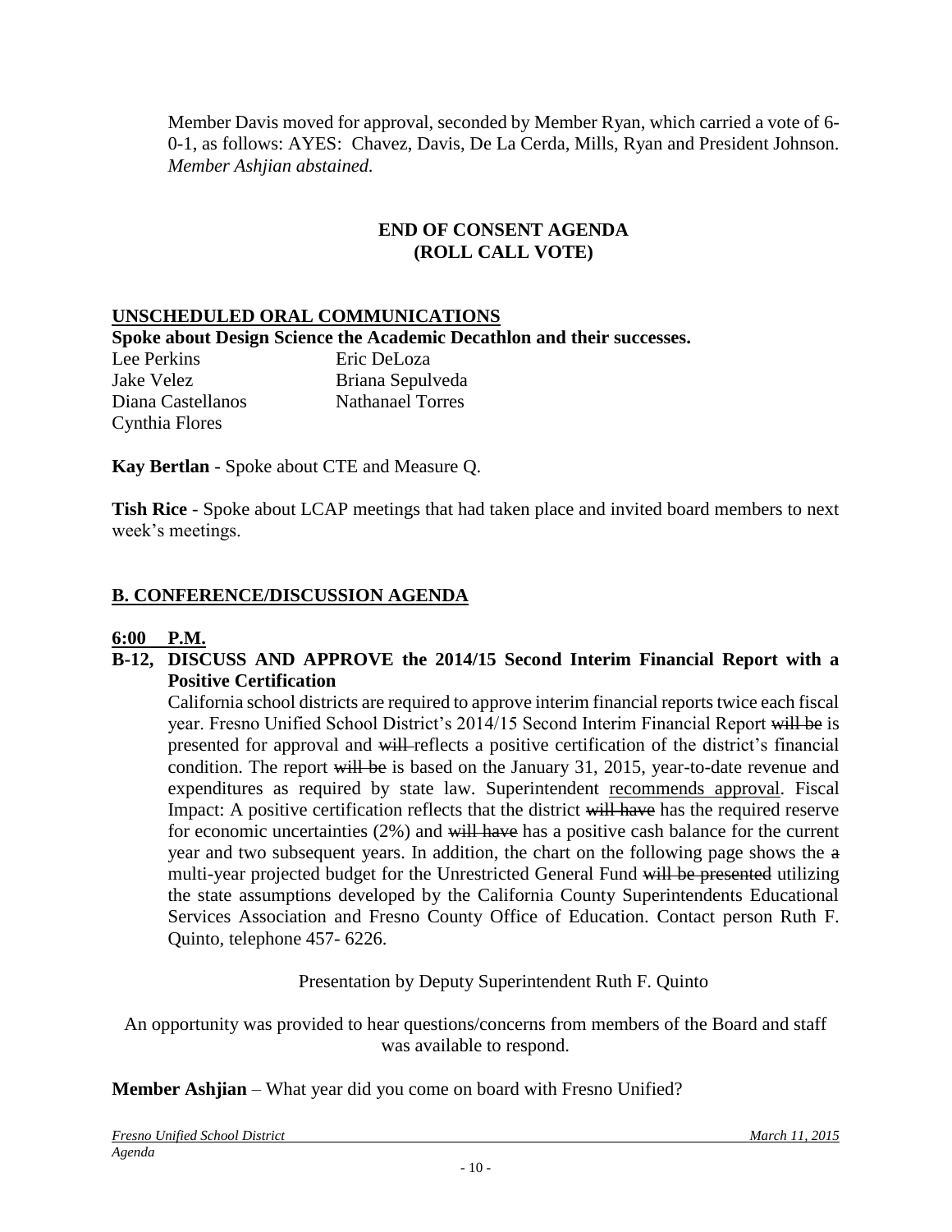Member Davis moved for approval, seconded by Member Ryan, which carried a vote of 6-0-1, as follows: AYES: Chavez, Davis, De La Cerda, Mills, Ryan and President Johnson. *Member Ashjian abstained.*

**END OF CONSENT AGENDA**
**(ROLL CALL VOTE)**

**UNSCHEDULED ORAL COMMUNICATIONS**

**Spoke about Design Science the Academic Decathlon and their successes.**

Lee Perkins
Jake Velez
Diana Castellanos
Cynthia Flores
Eric DeLoza
Briana Sepulveda
Nathanael Torres

**Kay Bertlan** - Spoke about CTE and Measure Q.

**Tish Rice** - Spoke about LCAP meetings that had taken place and invited board members to next week's meetings.

## B. CONFERENCE/DISCUSSION AGENDA

**6:00 P.M.**

**B-12, DISCUSS AND APPROVE the 2014/15 Second Interim Financial Report with a Positive Certification**

California school districts are required to approve interim financial reports twice each fiscal year. Fresno Unified School District's 2014/15 Second Interim Financial Report ~~will be~~ is presented for approval and ~~will~~ reflects a positive certification of the district's financial condition. The report ~~will be~~ is based on the January 31, 2015, year-to-date revenue and expenditures as required by state law. Superintendent recommends approval. Fiscal Impact: A positive certification reflects that the district ~~will have~~ has the required reserve for economic uncertainties (2%) and ~~will have~~ has a positive cash balance for the current year and two subsequent years. In addition, the chart on the following page shows the ~~a~~ multi-year projected budget for the Unrestricted General Fund ~~will be presented~~ utilizing the state assumptions developed by the California County Superintendents Educational Services Association and Fresno County Office of Education. Contact person Ruth F. Quinto, telephone 457- 6226.

Presentation by Deputy Superintendent Ruth F. Quinto

An opportunity was provided to hear questions/concerns from members of the Board and staff was available to respond.

**Member Ashjian** – What year did you come on board with Fresno Unified?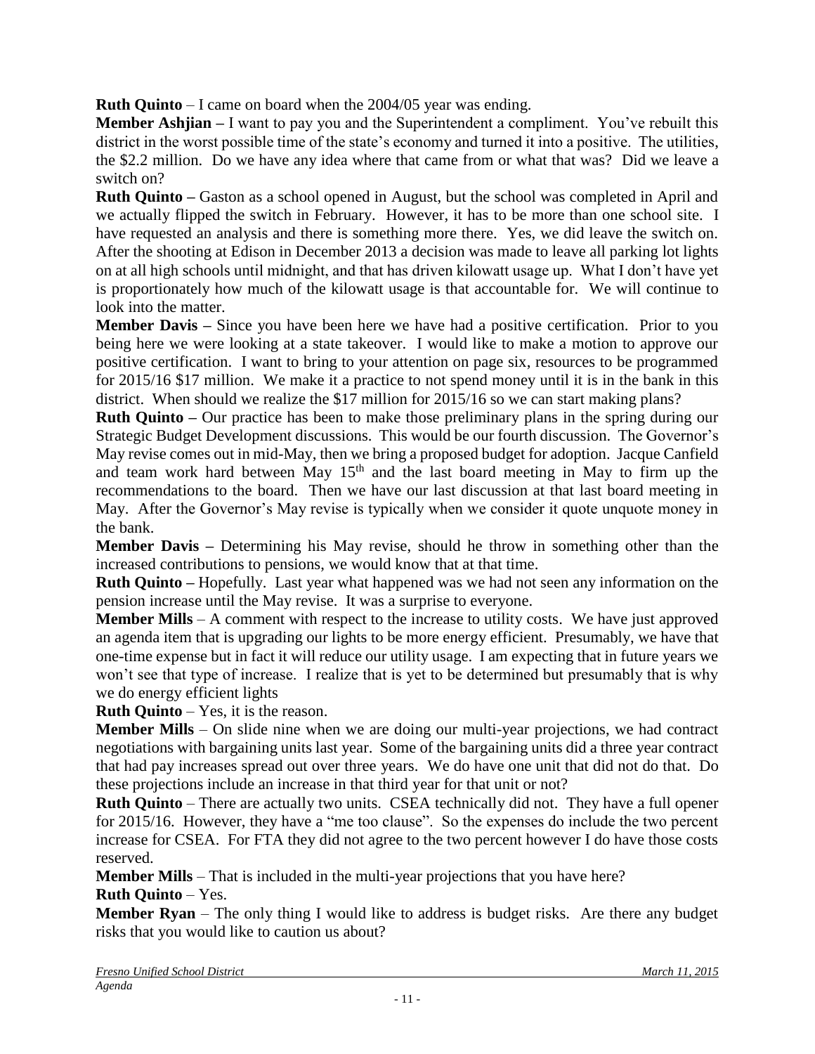**Ruth Quinto** – I came on board when the 2004/05 year was ending.

**Member Ashjian –** I want to pay you and the Superintendent a compliment. You've rebuilt this district in the worst possible time of the state's economy and turned it into a positive. The utilities, the $2.2 million. Do we have any idea where that came from or what that was? Did we leave a switch on?

**Ruth Quinto –** Gaston as a school opened in August, but the school was completed in April and we actually flipped the switch in February. However, it has to be more than one school site. I have requested an analysis and there is something more there. Yes, we did leave the switch on. After the shooting at Edison in December 2013 a decision was made to leave all parking lot lights on at all high schools until midnight, and that has driven kilowatt usage up. What I don't have yet is proportionately how much of the kilowatt usage is that accountable for. We will continue to look into the matter.

**Member Davis –** Since you have been here we have had a positive certification. Prior to you being here we were looking at a state takeover. I would like to make a motion to approve our positive certification. I want to bring to your attention on page six, resources to be programmed for 2015/16 $17 million. We make it a practice to not spend money until it is in the bank in this district. When should we realize the $17 million for 2015/16 so we can start making plans?

**Ruth Quinto –** Our practice has been to make those preliminary plans in the spring during our Strategic Budget Development discussions. This would be our fourth discussion. The Governor's May revise comes out in mid-May, then we bring a proposed budget for adoption. Jacque Canfield and team work hard between May 15th and the last board meeting in May to firm up the recommendations to the board. Then we have our last discussion at that last board meeting in May. After the Governor's May revise is typically when we consider it quote unquote money in the bank.

**Member Davis –** Determining his May revise, should he throw in something other than the increased contributions to pensions, we would know that at that time.

**Ruth Quinto –** Hopefully. Last year what happened was we had not seen any information on the pension increase until the May revise. It was a surprise to everyone.

**Member Mills** – A comment with respect to the increase to utility costs. We have just approved an agenda item that is upgrading our lights to be more energy efficient. Presumably, we have that one-time expense but in fact it will reduce our utility usage. I am expecting that in future years we won't see that type of increase. I realize that is yet to be determined but presumably that is why we do energy efficient lights

**Ruth Quinto** – Yes, it is the reason.

**Member Mills** – On slide nine when we are doing our multi-year projections, we had contract negotiations with bargaining units last year. Some of the bargaining units did a three year contract that had pay increases spread out over three years. We do have one unit that did not do that. Do these projections include an increase in that third year for that unit or not?

**Ruth Quinto** – There are actually two units. CSEA technically did not. They have a full opener for 2015/16. However, they have a "me too clause". So the expenses do include the two percent increase for CSEA. For FTA they did not agree to the two percent however I do have those costs reserved.

**Member Mills** – That is included in the multi-year projections that you have here?

**Ruth Quinto** – Yes.

**Member Ryan** – The only thing I would like to address is budget risks. Are there any budget risks that you would like to caution us about?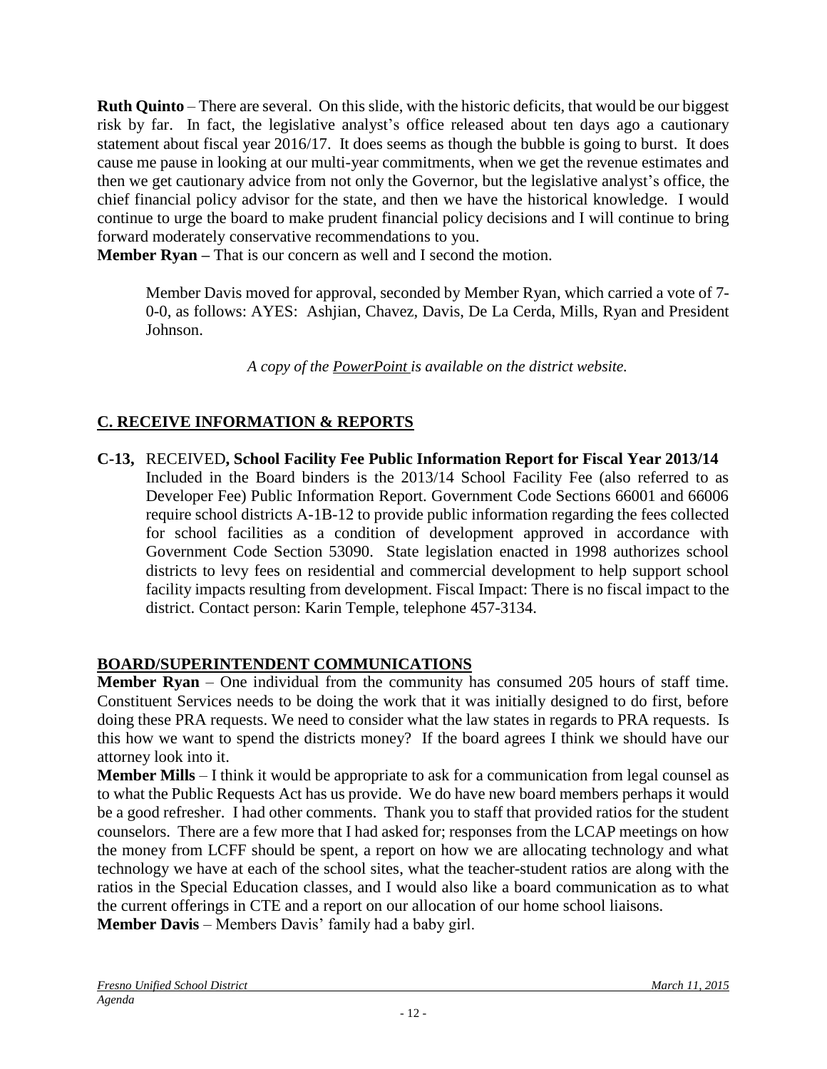**Ruth Quinto** – There are several. On this slide, with the historic deficits, that would be our biggest risk by far. In fact, the legislative analyst's office released about ten days ago a cautionary statement about fiscal year 2016/17. It does seems as though the bubble is going to burst. It does cause me pause in looking at our multi-year commitments, when we get the revenue estimates and then we get cautionary advice from not only the Governor, but the legislative analyst's office, the chief financial policy advisor for the state, and then we have the historical knowledge. I would continue to urge the board to make prudent financial policy decisions and I will continue to bring forward moderately conservative recommendations to you.

**Member Ryan –** That is our concern as well and I second the motion.

> Member Davis moved for approval, seconded by Member Ryan, which carried a vote of 7-0-0, as follows: AYES: Ashjian, Chavez, Davis, De La Cerda, Mills, Ryan and President Johnson.

*A copy of the PowerPoint is available on the district website.*

## C. RECEIVE INFORMATION & REPORTS

**C-13,** RECEIVED**, School Facility Fee Public Information Report for Fiscal Year 2013/14**
Included in the Board binders is the 2013/14 School Facility Fee (also referred to as Developer Fee) Public Information Report. Government Code Sections 66001 and 66006 require school districts A-1B-12 to provide public information regarding the fees collected for school facilities as a condition of development approved in accordance with Government Code Section 53090. State legislation enacted in 1998 authorizes school districts to levy fees on residential and commercial development to help support school facility impacts resulting from development. Fiscal Impact: There is no fiscal impact to the district. Contact person: Karin Temple, telephone 457-3134.

## BOARD/SUPERINTENDENT COMMUNICATIONS

**Member Ryan** – One individual from the community has consumed 205 hours of staff time. Constituent Services needs to be doing the work that it was initially designed to do first, before doing these PRA requests. We need to consider what the law states in regards to PRA requests. Is this how we want to spend the districts money? If the board agrees I think we should have our attorney look into it.

**Member Mills** – I think it would be appropriate to ask for a communication from legal counsel as to what the Public Requests Act has us provide. We do have new board members perhaps it would be a good refresher. I had other comments. Thank you to staff that provided ratios for the student counselors. There are a few more that I had asked for; responses from the LCAP meetings on how the money from LCFF should be spent, a report on how we are allocating technology and what technology we have at each of the school sites, what the teacher-student ratios are along with the ratios in the Special Education classes, and I would also like a board communication as to what the current offerings in CTE and a report on our allocation of our home school liaisons.

**Member Davis** – Members Davis' family had a baby girl.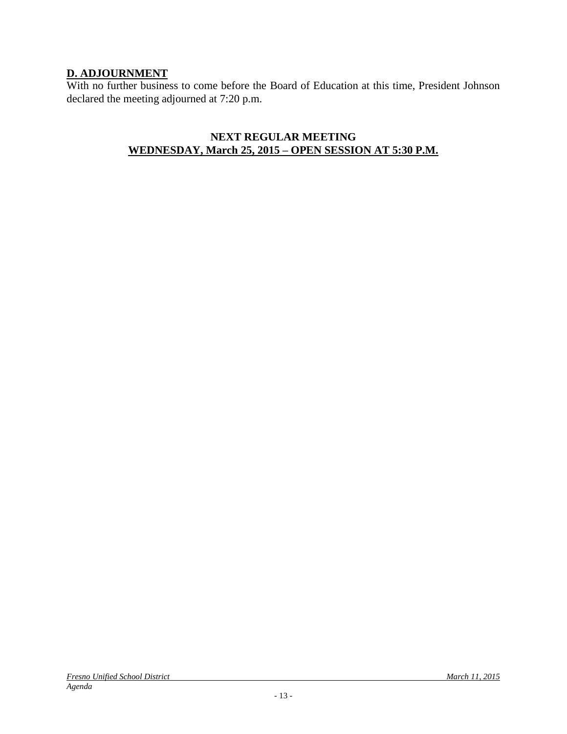## D. ADJOURNMENT

With no further business to come before the Board of Education at this time, President Johnson declared the meeting adjourned at 7:20 p.m.

**NEXT REGULAR MEETING**
**WEDNESDAY, March 25, 2015 – OPEN SESSION AT 5:30 P.M.**